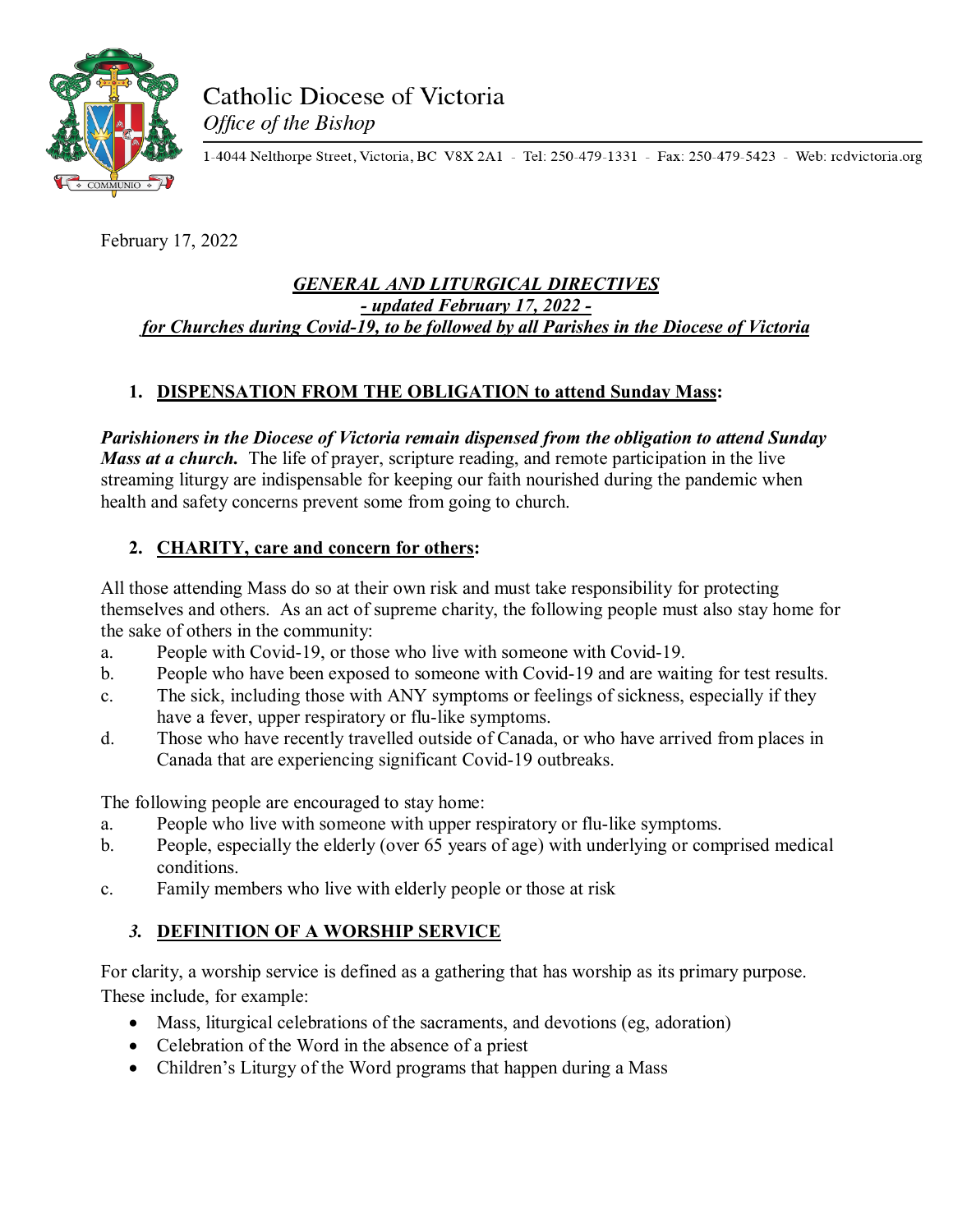Catholic Diocese of Victoria
*Office of the Bishop*

1-4044 Nelthorpe Street, Victoria, BC V8X 2A1 - Tel: 250-479-1331 - Fax: 250-479-5423 - Web: rcdvictoria.org

February 17, 2022

***GENERAL AND LITURGICAL DIRECTIVES***
***- updated February 17, 2022 -***
***for Churches during Covid-19, to be followed by all Parishes in the Diocese of Victoria***

## 1. DISPENSATION FROM THE OBLIGATION to attend Sunday Mass:

***Parishioners in the Diocese of Victoria remain dispensed from the obligation to attend Sunday Mass at a church.*** The life of prayer, scripture reading, and remote participation in the live streaming liturgy are indispensable for keeping our faith nourished during the pandemic when health and safety concerns prevent some from going to church.

## 2. CHARITY, care and concern for others:

All those attending Mass do so at their own risk and must take responsibility for protecting themselves and others. As an act of supreme charity, the following people must also stay home for the sake of others in the community:

a. People with Covid-19, or those who live with someone with Covid-19.
b. People who have been exposed to someone with Covid-19 and are waiting for test results.
c. The sick, including those with ANY symptoms or feelings of sickness, especially if they have a fever, upper respiratory or flu-like symptoms.
d. Those who have recently travelled outside of Canada, or who have arrived from places in Canada that are experiencing significant Covid-19 outbreaks.

The following people are encouraged to stay home:

a. People who live with someone with upper respiratory or flu-like symptoms.
b. People, especially the elderly (over 65 years of age) with underlying or comprised medical conditions.
c. Family members who live with elderly people or those at risk

## *3.* DEFINITION OF A WORSHIP SERVICE

For clarity, a worship service is defined as a gathering that has worship as its primary purpose. These include, for example:

- Mass, liturgical celebrations of the sacraments, and devotions (eg, adoration)
- Celebration of the Word in the absence of a priest
- Children's Liturgy of the Word programs that happen during a Mass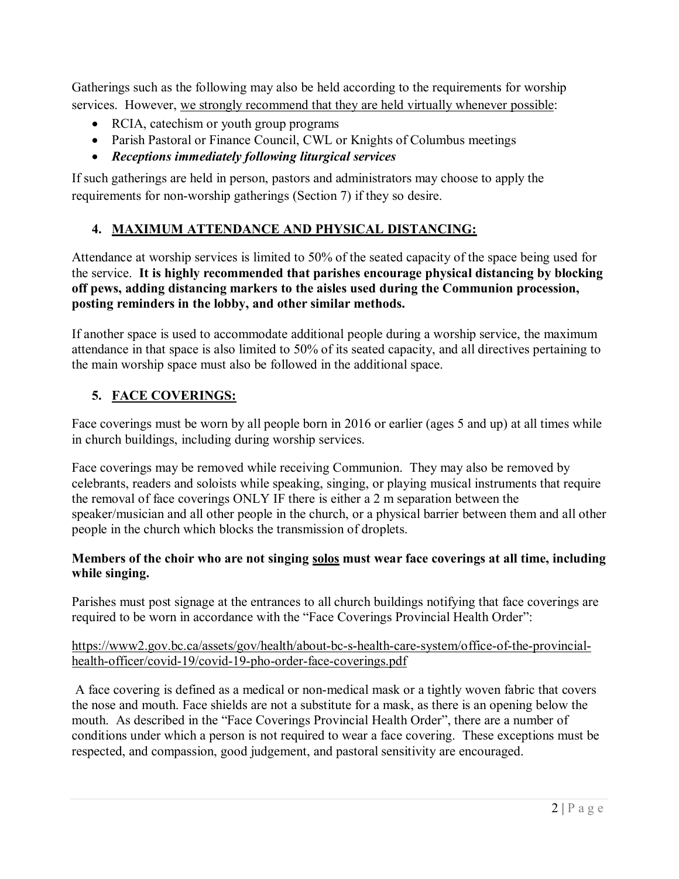Gatherings such as the following may also be held according to the requirements for worship services. However, <u>we strongly recommend that they are held virtually whenever possible</u>:

- RCIA, catechism or youth group programs
- Parish Pastoral or Finance Council, CWL or Knights of Columbus meetings
- ***Receptions immediately following liturgical services***

If such gatherings are held in person, pastors and administrators may choose to apply the requirements for non-worship gatherings (Section 7) if they so desire.

## 4. <u>MAXIMUM ATTENDANCE AND PHYSICAL DISTANCING:</u>

Attendance at worship services is limited to 50% of the seated capacity of the space being used for the service. **It is highly recommended that parishes encourage physical distancing by blocking off pews, adding distancing markers to the aisles used during the Communion procession, posting reminders in the lobby, and other similar methods.**

If another space is used to accommodate additional people during a worship service, the maximum attendance in that space is also limited to 50% of its seated capacity, and all directives pertaining to the main worship space must also be followed in the additional space.

## 5. <u>FACE COVERINGS:</u>

Face coverings must be worn by all people born in 2016 or earlier (ages 5 and up) at all times while in church buildings, including during worship services.

Face coverings may be removed while receiving Communion. They may also be removed by celebrants, readers and soloists while speaking, singing, or playing musical instruments that require the removal of face coverings ONLY IF there is either a 2 m separation between the speaker/musician and all other people in the church, or a physical barrier between them and all other people in the church which blocks the transmission of droplets.

**Members of the choir who are not singing <u>solos</u> must wear face coverings at all time, including while singing.**

Parishes must post signage at the entrances to all church buildings notifying that face coverings are required to be worn in accordance with the "Face Coverings Provincial Health Order":

<u>https://www2.gov.bc.ca/assets/gov/health/about-bc-s-health-care-system/office-of-the-provincial-health-officer/covid-19/covid-19-pho-order-face-coverings.pdf</u>

A face covering is defined as a medical or non-medical mask or a tightly woven fabric that covers the nose and mouth. Face shields are not a substitute for a mask, as there is an opening below the mouth. As described in the "Face Coverings Provincial Health Order", there are a number of conditions under which a person is not required to wear a face covering. These exceptions must be respected, and compassion, good judgement, and pastoral sensitivity are encouraged.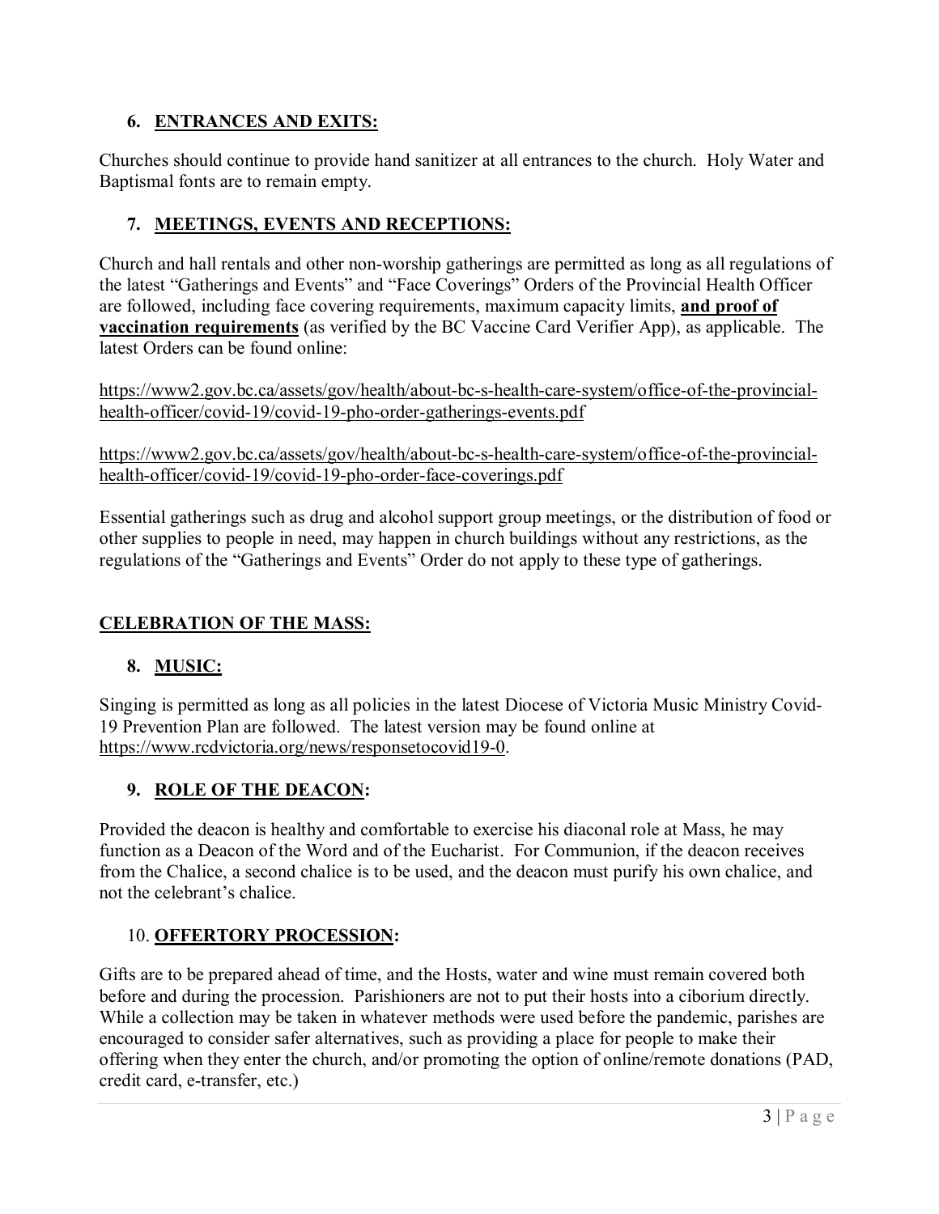6. **ENTRANCES AND EXITS:**

Churches should continue to provide hand sanitizer at all entrances to the church. Holy Water and Baptismal fonts are to remain empty.

7. **MEETINGS, EVENTS AND RECEPTIONS:**

Church and hall rentals and other non-worship gatherings are permitted as long as all regulations of the latest "Gatherings and Events" and "Face Coverings" Orders of the Provincial Health Officer are followed, including face covering requirements, maximum capacity limits, **and proof of vaccination requirements** (as verified by the BC Vaccine Card Verifier App), as applicable. The latest Orders can be found online:

https://www2.gov.bc.ca/assets/gov/health/about-bc-s-health-care-system/office-of-the-provincial-health-officer/covid-19/covid-19-pho-order-gatherings-events.pdf

https://www2.gov.bc.ca/assets/gov/health/about-bc-s-health-care-system/office-of-the-provincial-health-officer/covid-19/covid-19-pho-order-face-coverings.pdf

Essential gatherings such as drug and alcohol support group meetings, or the distribution of food or other supplies to people in need, may happen in church buildings without any restrictions, as the regulations of the "Gatherings and Events" Order do not apply to these type of gatherings.

## CELEBRATION OF THE MASS:

8. **MUSIC:**

Singing is permitted as long as all policies in the latest Diocese of Victoria Music Ministry Covid-19 Prevention Plan are followed. The latest version may be found online at https://www.rcdvictoria.org/news/responsetocovid19-0.

9. **ROLE OF THE DEACON:**

Provided the deacon is healthy and comfortable to exercise his diaconal role at Mass, he may function as a Deacon of the Word and of the Eucharist. For Communion, if the deacon receives from the Chalice, a second chalice is to be used, and the deacon must purify his own chalice, and not the celebrant's chalice.

10. **OFFERTORY PROCESSION:**

Gifts are to be prepared ahead of time, and the Hosts, water and wine must remain covered both before and during the procession. Parishioners are not to put their hosts into a ciborium directly. While a collection may be taken in whatever methods were used before the pandemic, parishes are encouraged to consider safer alternatives, such as providing a place for people to make their offering when they enter the church, and/or promoting the option of online/remote donations (PAD, credit card, e-transfer, etc.)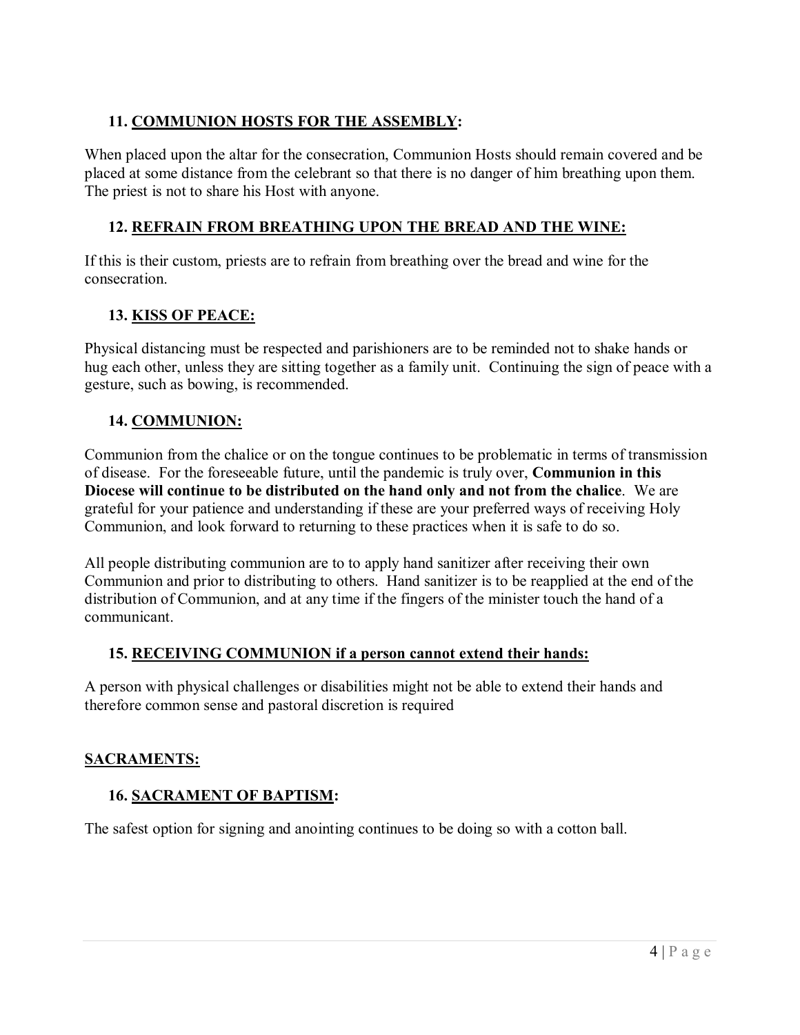### 11. <u>COMMUNION HOSTS FOR THE ASSEMBLY</u>:

When placed upon the altar for the consecration, Communion Hosts should remain covered and be placed at some distance from the celebrant so that there is no danger of him breathing upon them. The priest is not to share his Host with anyone.

### 12. <u>REFRAIN FROM BREATHING UPON THE BREAD AND THE WINE:</u>

If this is their custom, priests are to refrain from breathing over the bread and wine for the consecration.

### 13. <u>KISS OF PEACE:</u>

Physical distancing must be respected and parishioners are to be reminded not to shake hands or hug each other, unless they are sitting together as a family unit. Continuing the sign of peace with a gesture, such as bowing, is recommended.

### 14. <u>COMMUNION:</u>

Communion from the chalice or on the tongue continues to be problematic in terms of transmission of disease. For the foreseeable future, until the pandemic is truly over, **Communion in this Diocese will continue to be distributed on the hand only and not from the chalice**. We are grateful for your patience and understanding if these are your preferred ways of receiving Holy Communion, and look forward to returning to these practices when it is safe to do so.

All people distributing communion are to to apply hand sanitizer after receiving their own Communion and prior to distributing to others. Hand sanitizer is to be reapplied at the end of the distribution of Communion, and at any time if the fingers of the minister touch the hand of a communicant.

### 15. <u>RECEIVING COMMUNION if a person cannot extend their hands:</u>

A person with physical challenges or disabilities might not be able to extend their hands and therefore common sense and pastoral discretion is required

## <u>SACRAMENTS:</u>

### 16. <u>SACRAMENT OF BAPTISM</u>:

The safest option for signing and anointing continues to be doing so with a cotton ball.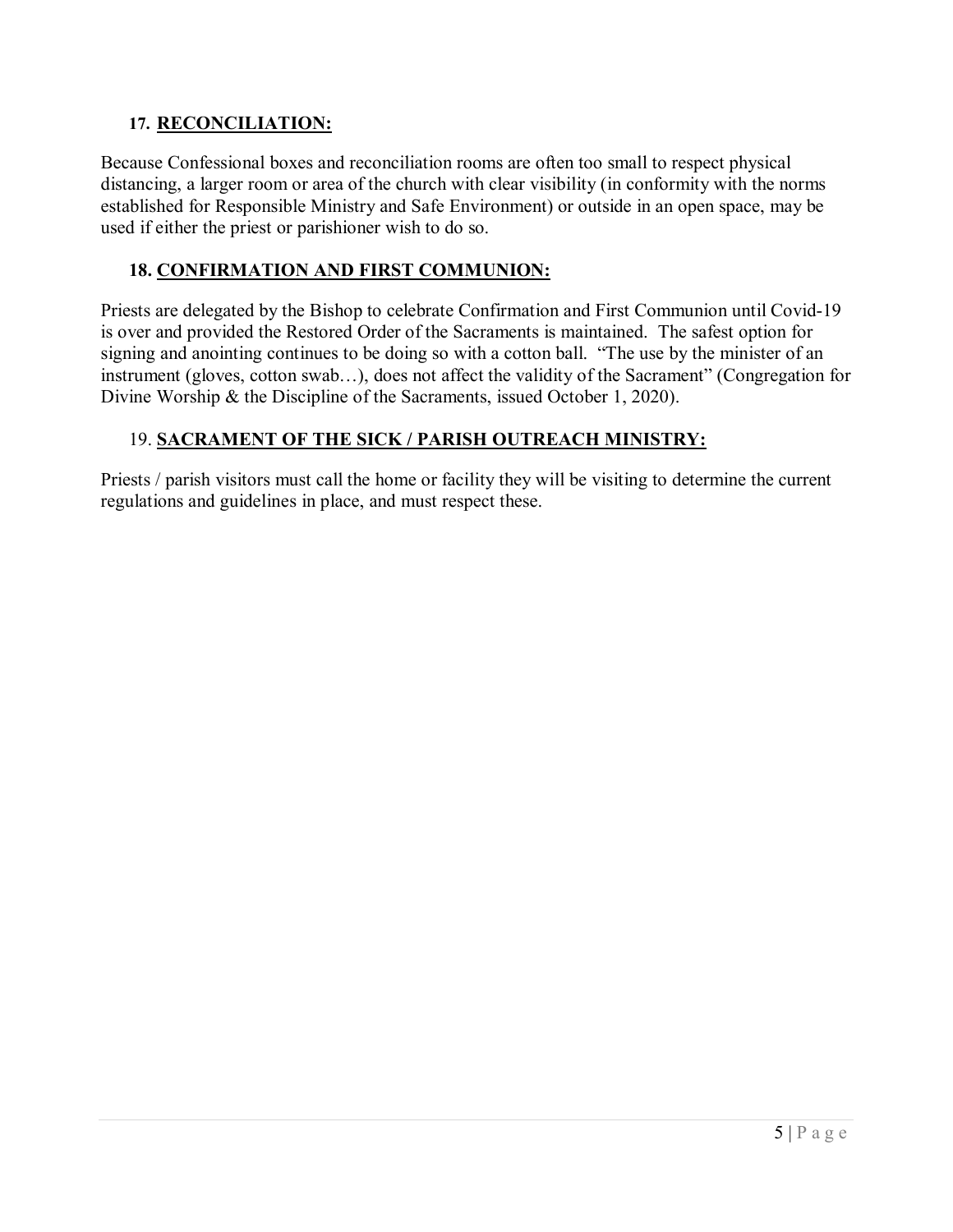### 17. RECONCILIATION:

Because Confessional boxes and reconciliation rooms are often too small to respect physical distancing, a larger room or area of the church with clear visibility (in conformity with the norms established for Responsible Ministry and Safe Environment) or outside in an open space, may be used if either the priest or parishioner wish to do so.

### 18. CONFIRMATION AND FIRST COMMUNION:

Priests are delegated by the Bishop to celebrate Confirmation and First Communion until Covid-19 is over and provided the Restored Order of the Sacraments is maintained. The safest option for signing and anointing continues to be doing so with a cotton ball. "The use by the minister of an instrument (gloves, cotton swab…), does not affect the validity of the Sacrament" (Congregation for Divine Worship & the Discipline of the Sacraments, issued October 1, 2020).

### 19. SACRAMENT OF THE SICK / PARISH OUTREACH MINISTRY:

Priests / parish visitors must call the home or facility they will be visiting to determine the current regulations and guidelines in place, and must respect these.